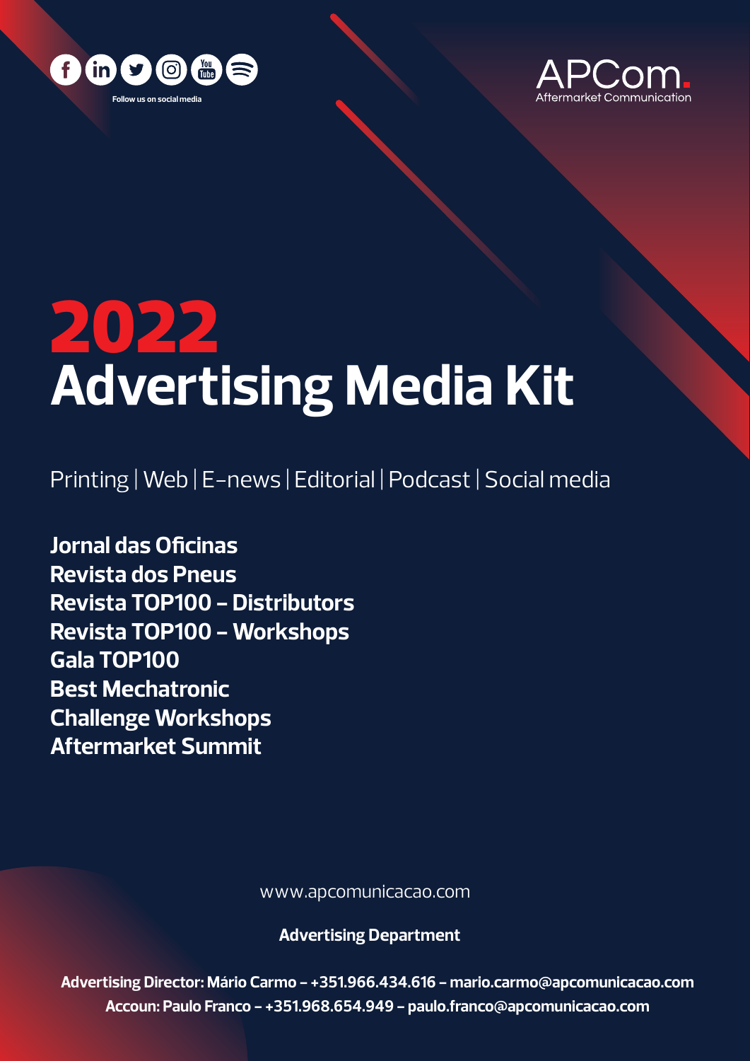Follow us on social media

APCom.
Aftermarket Communication

# 2022
# Advertising Media Kit

Printing | Web | E-news | Editorial | Podcast | Social media

**Jornal das Oficinas**
**Revista dos Pneus**
**Revista TOP100 – Distributors**
**Revista TOP100 – Workshops**
**Gala TOP100**
**Best Mechatronic**
**Challenge Workshops**
**Aftermarket Summit**

www.apcomunicacao.com

**Advertising Department**

**Advertising Director: Mário Carmo – +351.966.434.616 – mario.carmo@apcomunicacao.com**
**Accoun: Paulo Franco – +351.968.654.949 – paulo.franco@apcomunicacao.com**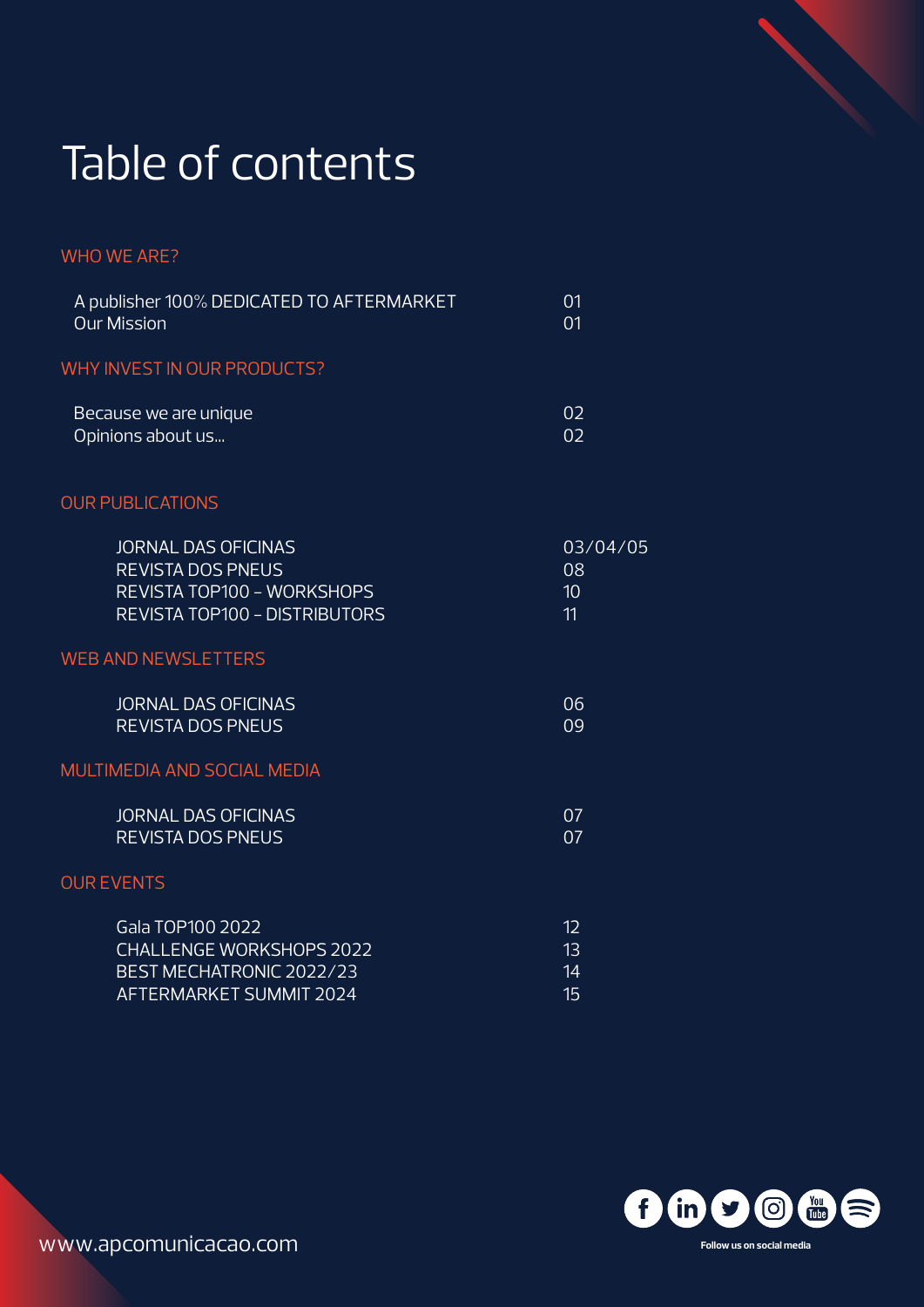# Table of contents

## WHO WE ARE?

| | |
|---|---|
| A publisher 100% DEDICATED TO AFTERMARKET | 01 |
| Our Mission | 01 |

## WHY INVEST IN OUR PRODUCTS?

| | |
|---|---|
| Because we are unique | 02 |
| Opinions about us... | 02 |

## OUR PUBLICATIONS

| | |
|---|---|
| JORNAL DAS OFICINAS | 03/04/05 |
| REVISTA DOS PNEUS | 08 |
| REVISTA TOP100 – WORKSHOPS | 10 |
| REVISTA TOP100 – DISTRIBUTORS | 11 |

## WEB AND NEWSLETTERS

| | |
|---|---|
| JORNAL DAS OFICINAS | 06 |
| REVISTA DOS PNEUS | 09 |

## MULTIMEDIA AND SOCIAL MEDIA

| | |
|---|---|
| JORNAL DAS OFICINAS | 07 |
| REVISTA DOS PNEUS | 07 |

## OUR EVENTS

| | |
|---|---|
| Gala TOP100 2022 | 12 |
| CHALLENGE WORKSHOPS 2022 | 13 |
| BEST MECHATRONIC 2022/23 | 14 |
| AFTERMARKET SUMMIT 2024 | 15 |

www.apcomunicacao.com

Follow us on social media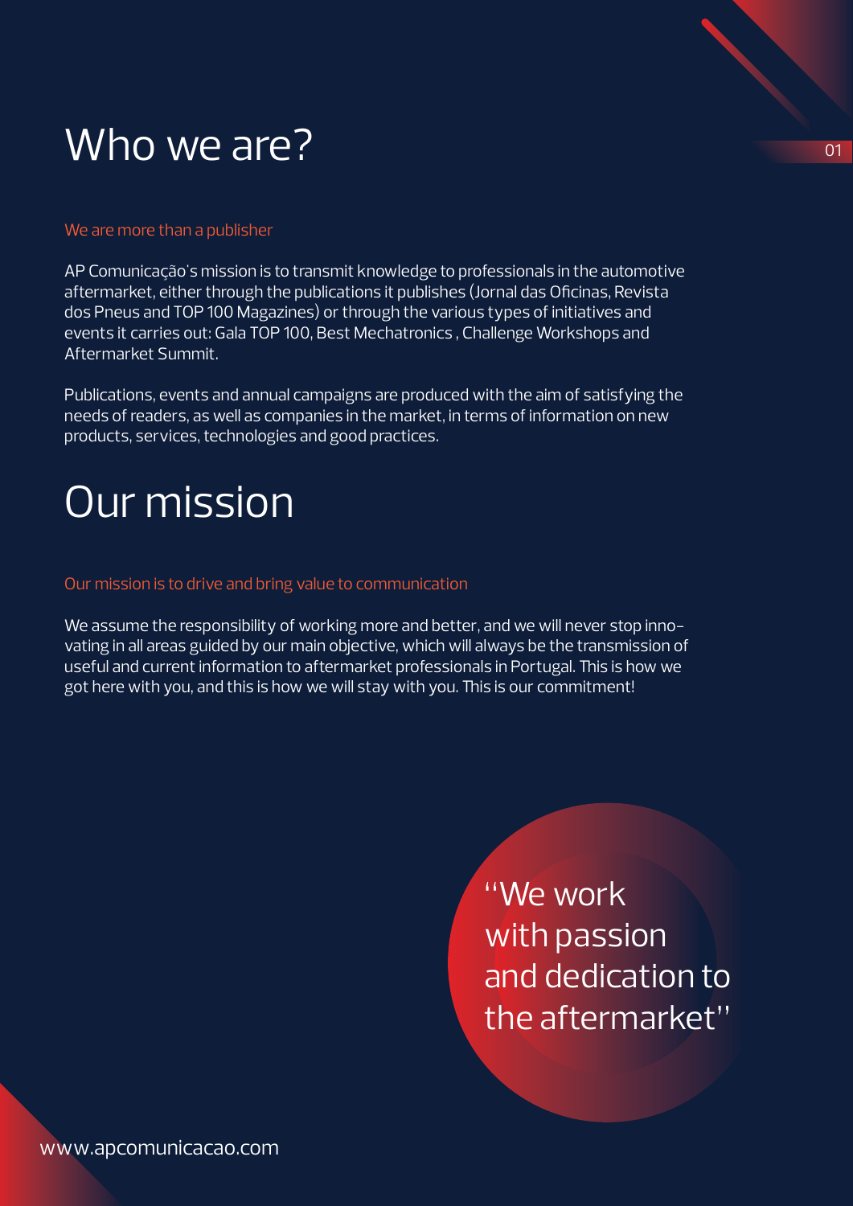# Who we are?

We are more than a publisher

AP Comunicação's mission is to transmit knowledge to professionals in the automotive aftermarket, either through the publications it publishes (Jornal das Oficinas, Revista dos Pneus and TOP 100 Magazines) or through the various types of initiatives and events it carries out: Gala TOP 100, Best Mechatronics , Challenge Workshops and Aftermarket Summit.

Publications, events and annual campaigns are produced with the aim of satisfying the needs of readers, as well as companies in the market, in terms of information on new products, services, technologies and good practices.

# Our mission

Our mission is to drive and bring value to communication

We assume the responsibility of working more and better, and we will never stop innovating in all areas guided by our main objective, which will always be the transmission of useful and current information to aftermarket professionals in Portugal. This is how we got here with you, and this is how we will stay with you. This is our commitment!

"We work with passion and dedication to the aftermarket"

www.apcomunicacao.com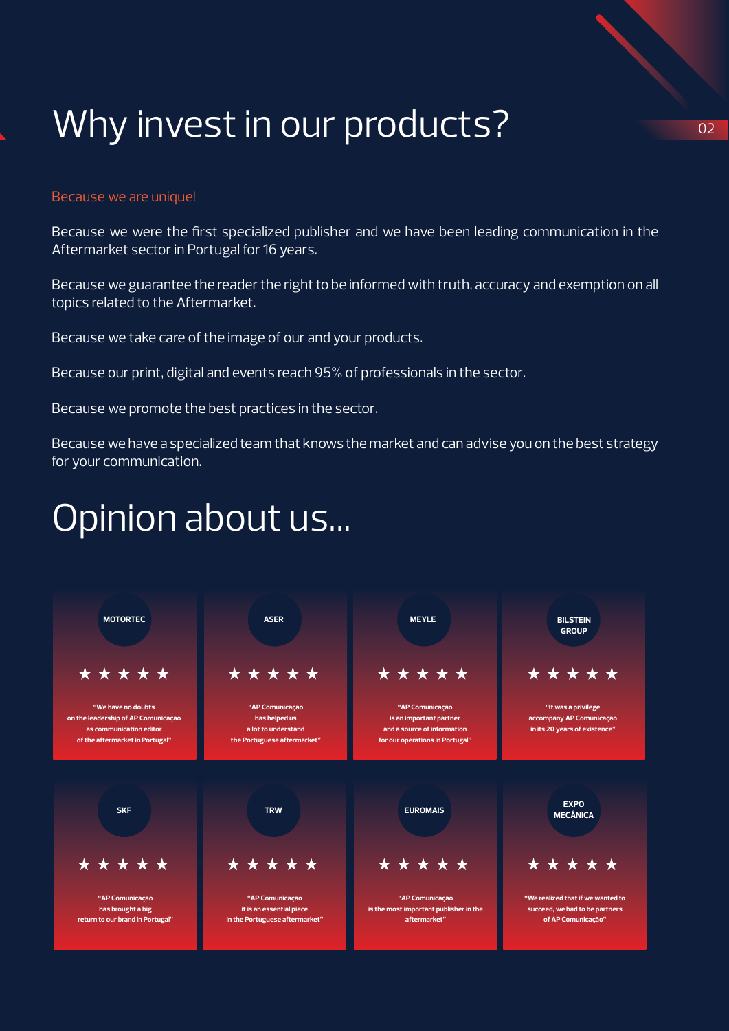# Why invest in our products?

Because we are unique!

Because we were the first specialized publisher and we have been leading communication in the Aftermarket sector in Portugal for 16 years.

Because we guarantee the reader the right to be informed with truth, accuracy and exemption on all topics related to the Aftermarket.

Because we take care of the image of our and your products.

Because our print, digital and events reach 95% of professionals in the sector.

Because we promote the best practices in the sector.

Because we have a specialized team that knows the market and can advise you on the best strategy for your communication.

# Opinion about us...

**MOTORTEC**

★★★★★

**"We have no doubts on the leadership of AP Comunicação as communication editor of the aftermarket in Portugal"**

**ASER**

★★★★★

**"AP Comunicação has helped us a lot to understand the Portuguese aftermarket"**

**MEYLE**

★★★★★

**"AP Comunicação is an important partner and a source of information for our operations in Portugal"**

**BILSTEIN GROUP**

★★★★★

**"It was a privilege accompany AP Comunicação in its 20 years of existence"**

**SKF**

★★★★★

**"AP Comunicação has brought a big return to our brand in Portugal"**

**TRW**

★★★★★

**"AP Comunicação it is an essential piece in the Portuguese aftermarket"**

**EUROMAIS**

★★★★★

**"AP Comunicação is the most important publisher in the aftermarket"**

**EXPO MECÂNICA**

★★★★★

**"We realized that if we wanted to succeed, we had to be partners of AP Comunicação"**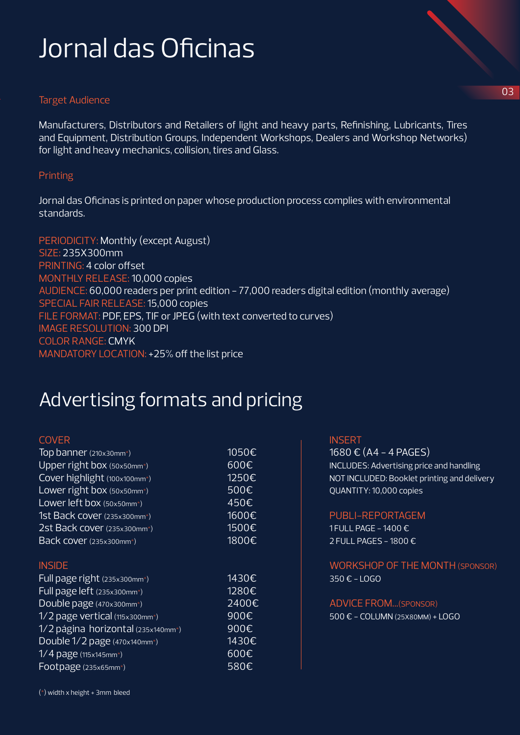# Jornal das Oficinas

## Target Audience

Manufacturers, Distributors and Retailers of light and heavy parts, Refinishing, Lubricants, Tires and Equipment, Distribution Groups, Independent Workshops, Dealers and Workshop Networks) for light and heavy mechanics, collision, tires and Glass.

## Printing

Jornal das Oficinas is printed on paper whose production process complies with environmental standards.

PERIODICITY: Monthly (except August)
SIZE: 235X300mm
PRINTING: 4 color offset
MONTHLY RELEASE: 10,000 copies
AUDIENCE: 60,000 readers per print edition – 77,000 readers digital edition (monthly average)
SPECIAL FAIR RELEASE: 15,000 copies
FILE FORMAT: PDF, EPS, TIF or JPEG (with text converted to curves)
IMAGE RESOLUTION: 300 DPI
COLOR RANGE: CMYK
MANDATORY LOCATION: +25% off the list price

# Advertising formats and pricing

### COVER

| | |
|---|---|
| Top banner (210x30mm*) | 1050€ |
| Upper right box (50x50mm*) | 600€ |
| Cover highlight (100x100mm*) | 1250€ |
| Lower right box (50x50mm*) | 500€ |
| Lower left box (50x50mm*) | 450€ |
| 1st Back cover (235x300mm*) | 1600€ |
| 2st Back cover (235x300mm*) | 1500€ |
| Back cover (235x300mm*) | 1800€ |

### INSIDE

| | |
|---|---|
| Full page right (235x300mm*) | 1430€ |
| Full page left (235x300mm*) | 1280€ |
| Double page (470x300mm*) | 2400€ |
| 1/2 page vertical (115x300mm*) | 900€ |
| 1/2 página horizontal (235x140mm*) | 900€ |
| Double 1/2 page (470x140mm*) | 1430€ |
| 1/4 page (115x145mm*) | 600€ |
| Footpage (235x65mm*) | 580€ |

(*) width x height + 3mm bleed

### INSERT

1680 € (A4 – 4 PAGES)
INCLUDES: Advertising price and handling
NOT INCLUDED: Booklet printing and delivery
QUANTITY: 10,000 copies

### PUBLI-REPORTAGEM

1 FULL PAGE – 1400 €
2 FULL PAGES – 1800 €

### WORKSHOP OF THE MONTH (SPONSOR)

350 € – LOGO

### ADVICE FROM...(SPONSOR)

500 € – COLUMN (25X80MM) + LOGO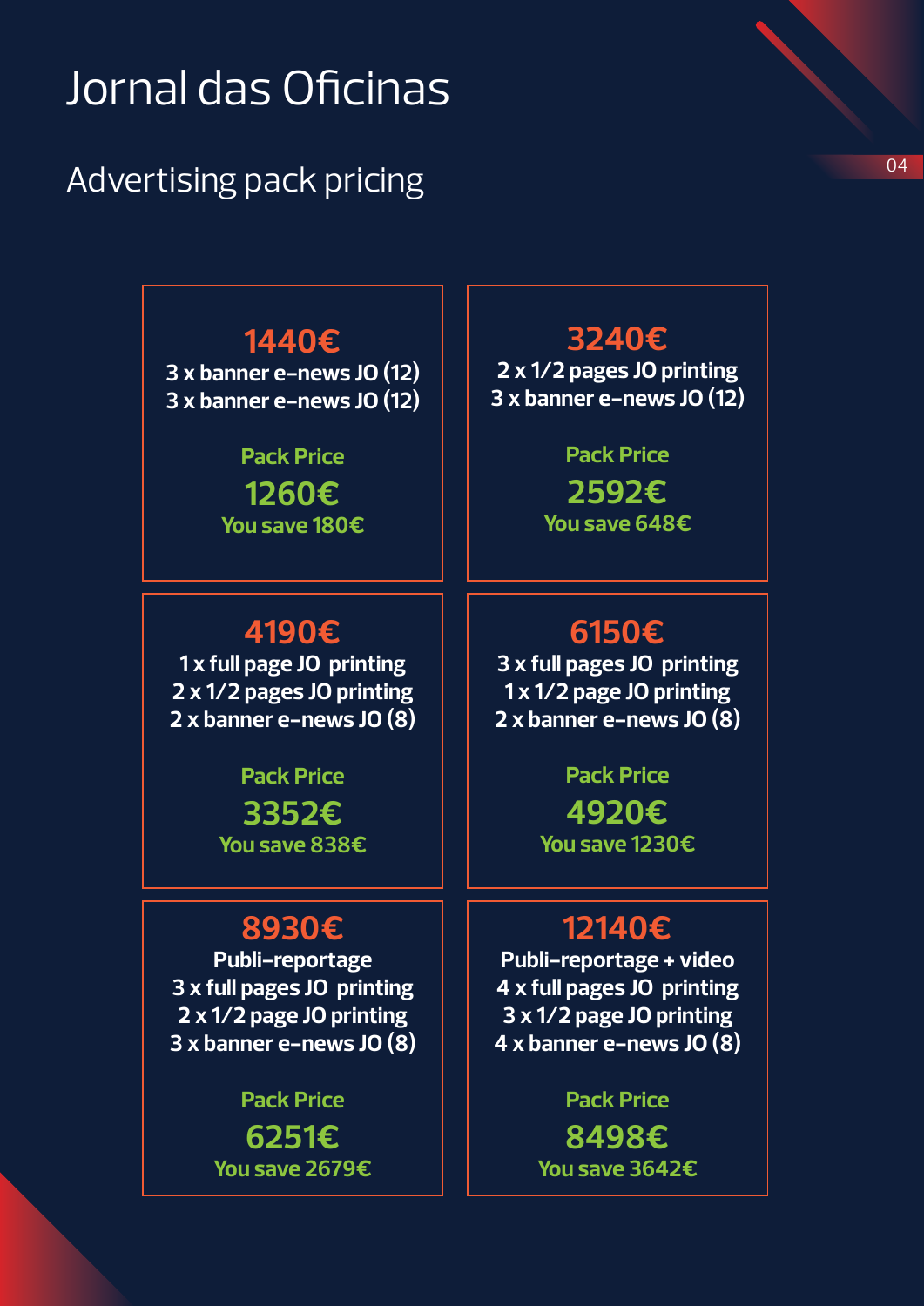# Jornal das Oficinas

## Advertising pack pricing

**1440€**
3 x banner e-news JO (12)
3 x banner e-news JO (12)

**Pack Price**
**1260€**
You save 180€

---

**3240€**
2 x 1/2 pages JO printing
3 x banner e-news JO (12)

**Pack Price**
**2592€**
You save 648€

---

**4190€**
1 x full page JO printing
2 x 1/2 pages JO printing
2 x banner e-news JO (8)

**Pack Price**
**3352€**
You save 838€

---

**6150€**
3 x full pages JO printing
1 x 1/2 page JO printing
2 x banner e-news JO (8)

**Pack Price**
**4920€**
You save 1230€

---

**8930€**
Publi-reportage
3 x full pages JO printing
2 x 1/2 page JO printing
3 x banner e-news JO (8)

**Pack Price**
**6251€**
You save 2679€

---

**12140€**
Publi-reportage + video
4 x full pages JO printing
3 x 1/2 page JO printing
4 x banner e-news JO (8)

**Pack Price**
**8498€**
You save 3642€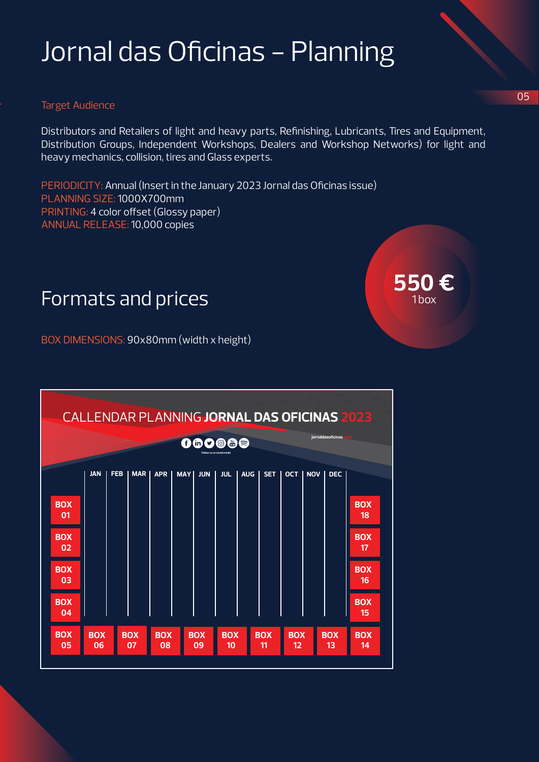# Jornal das Oficinas – Planning

Target Audience

Distributors and Retailers of light and heavy parts, Refinishing, Lubricants, Tires and Equipment, Distribution Groups, Independent Workshops, Dealers and Workshop Networks) for light and heavy mechanics, collision, tires and Glass experts.

PERIODICITY: Annual (Insert in the January 2023 Jornal das Oficinas issue)
PLANNING SIZE: 1000X700mm
PRINTING: 4 color offset (Glossy paper)
ANNUAL RELEASE: 10,000 copies

## Formats and prices

**550 €**
1 box

BOX DIMENSIONS: 90x80mm (width x height)

CALLENDAR PLANNING **JORNAL DAS OFICINAS** 2023

jornaldasoficinas.com

Follow us on social media

JAN | FEB | MAR | APR | MAY | JUN | JUL | AUG | SET | OCT | NOV | DEC

BOX 01, BOX 02, BOX 03, BOX 04, BOX 05, BOX 06, BOX 07, BOX 08, BOX 09, BOX 10, BOX 11, BOX 12, BOX 13, BOX 14, BOX 15, BOX 16, BOX 17, BOX 18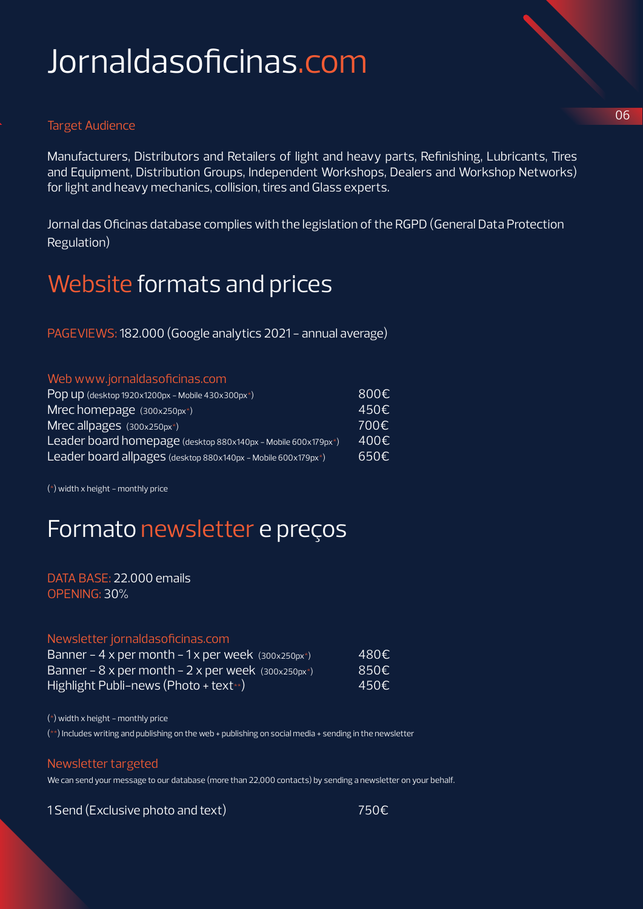# Jornaldasoficinas.com

## Target Audience

Manufacturers, Distributors and Retailers of light and heavy parts, Refinishing, Lubricants, Tires and Equipment, Distribution Groups, Independent Workshops, Dealers and Workshop Networks) for light and heavy mechanics, collision, tires and Glass experts.

Jornal das Oficinas database complies with the legislation of the RGPD (General Data Protection Regulation)

# Website formats and prices

PAGEVIEWS: 182.000 (Google analytics 2021 – annual average)

### Web www.jornaldasoficinas.com

| | |
|---|---|
| Pop up (desktop 1920x1200px – Mobile 430x300px*) | 800€ |
| Mrec homepage (300x250px*) | 450€ |
| Mrec allpages (300x250px*) | 700€ |
| Leader board homepage (desktop 880x140px – Mobile 600x179px*) | 400€ |
| Leader board allpages (desktop 880x140px – Mobile 600x179px*) | 650€ |

(*) width x height – monthly price

# Formato newsletter e preços

DATA BASE: 22.000 emails
OPENING: 30%

### Newsletter jornaldasoficinas.com

| | |
|---|---|
| Banner – 4 x per month – 1 x per week (300x250px*) | 480€ |
| Banner – 8 x per month – 2 x per week (300x250px*) | 850€ |
| Highlight Publi-news (Photo + text**) | 450€ |

(*) width x height – monthly price

(**) Includes writing and publishing on the web + publishing on social media + sending in the newsletter

### Newsletter targeted

We can send your message to our database (more than 22,000 contacts) by sending a newsletter on your behalf.

| | |
|---|---|
| 1 Send (Exclusive photo and text) | 750€ |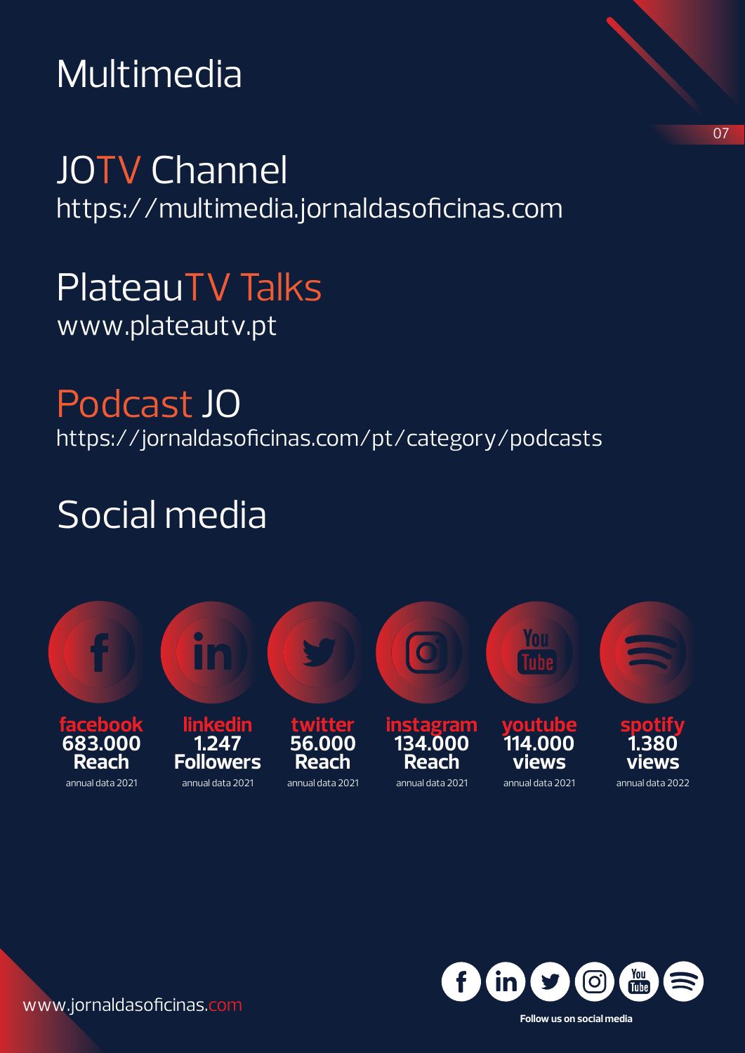# Multimedia

## JOTV Channel

https://multimedia.jornaldasoficinas.com

## PlateauTV Talks

www.plateautv.pt

## Podcast JO

https://jornaldasoficinas.com/pt/category/podcasts

# Social media

**facebook**
**683.000**
**Reach**
annual data 2021

**linkedin**
**1.247**
**Followers**
annual data 2021

**twitter**
**56.000**
**Reach**
annual data 2021

**instagram**
**134.000**
**Reach**
annual data 2021

**youtube**
**114.000**
**views**
annual data 2021

**spotify**
**1.380**
**views**
annual data 2022

**Follow us on social media**

www.jornaldasoficinas.com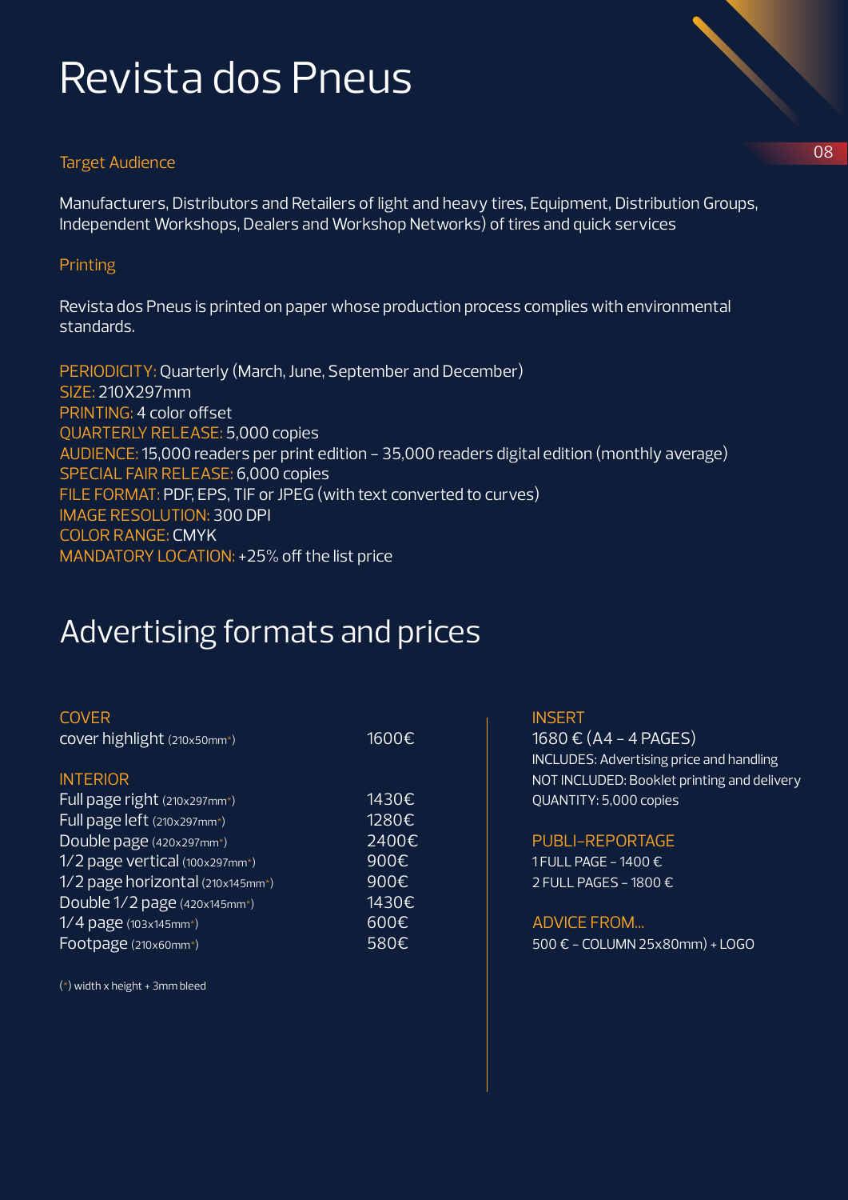# Revista dos Pneus

### Target Audience

Manufacturers, Distributors and Retailers of light and heavy tires, Equipment, Distribution Groups, Independent Workshops, Dealers and Workshop Networks) of tires and quick services

### Printing

Revista dos Pneus is printed on paper whose production process complies with environmental standards.

PERIODICITY: Quarterly (March, June, September and December)
SIZE: 210X297mm
PRINTING: 4 color offset
QUARTERLY RELEASE: 5,000 copies
AUDIENCE: 15,000 readers per print edition – 35,000 readers digital edition (monthly average)
SPECIAL FAIR RELEASE: 6,000 copies
FILE FORMAT: PDF, EPS, TIF or JPEG (with text converted to curves)
IMAGE RESOLUTION: 300 DPI
COLOR RANGE: CMYK
MANDATORY LOCATION: +25% off the list price

## Advertising formats and prices

### COVER

| | |
|---|---|
| cover highlight (210x50mm*) | 1600€ |

### INTERIOR

| | |
|---|---|
| Full page right (210x297mm*) | 1430€ |
| Full page left (210x297mm*) | 1280€ |
| Double page (420x297mm*) | 2400€ |
| 1/2 page vertical (100x297mm*) | 900€ |
| 1/2 page horizontal (210x145mm*) | 900€ |
| Double 1/2 page (420x145mm*) | 1430€ |
| 1/4 page (103x145mm*) | 600€ |
| Footpage (210x60mm*) | 580€ |

(*) width x height + 3mm bleed

### INSERT

1680 € (A4 – 4 PAGES)
INCLUDES: Advertising price and handling
NOT INCLUDED: Booklet printing and delivery
QUANTITY: 5,000 copies

### PUBLI-REPORTAGE

1 FULL PAGE – 1400 €
2 FULL PAGES – 1800 €

### ADVICE FROM...

500 € – COLUMN 25x80mm) + LOGO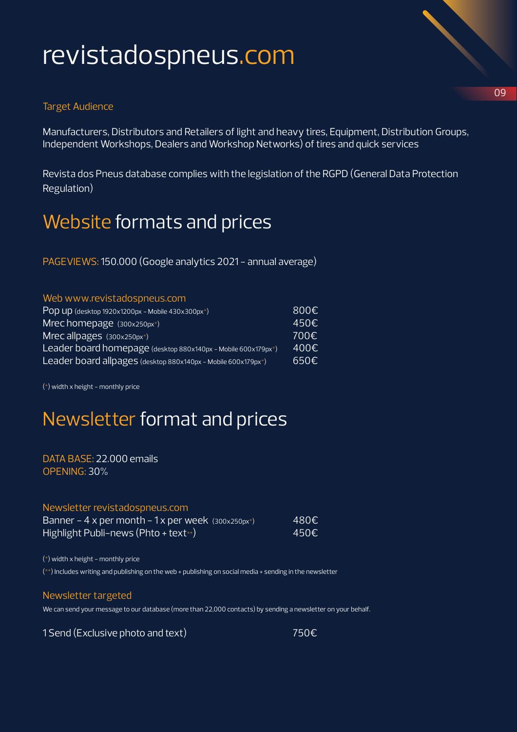# revistadospneus.com

### Target Audience

Manufacturers, Distributors and Retailers of light and heavy tires, Equipment, Distribution Groups, Independent Workshops, Dealers and Workshop Networks) of tires and quick services

Revista dos Pneus database complies with the legislation of the RGPD (General Data Protection Regulation)

## Website formats and prices

PAGEVIEWS: 150.000 (Google analytics 2021 – annual average)

| Web www.revistadospneus.com | |
|---|---|
| Pop up (desktop 1920x1200px – Mobile 430x300px*) | 800€ |
| Mrec homepage (300x250px*) | 450€ |
| Mrec allpages (300x250px*) | 700€ |
| Leader board homepage (desktop 880x140px – Mobile 600x179px*) | 400€ |
| Leader board allpages (desktop 880x140px – Mobile 600x179px*) | 650€ |

(*) width x height – monthly price

## Newsletter format and prices

DATA BASE: 22.000 emails
OPENING: 30%

| Newsletter revistadospneus.com | |
|---|---|
| Banner – 4 x per month – 1 x per week (300x250px*) | 480€ |
| Highlight Publi-news (Phto + text**) | 450€ |

(*) width x height – monthly price

(**) Includes writing and publishing on the web + publishing on social media + sending in the newsletter

### Newsletter targeted

We can send your message to our database (more than 22,000 contacts) by sending a newsletter on your behalf.

| | |
|---|---|
| 1 Send (Exclusive photo and text) | 750€ |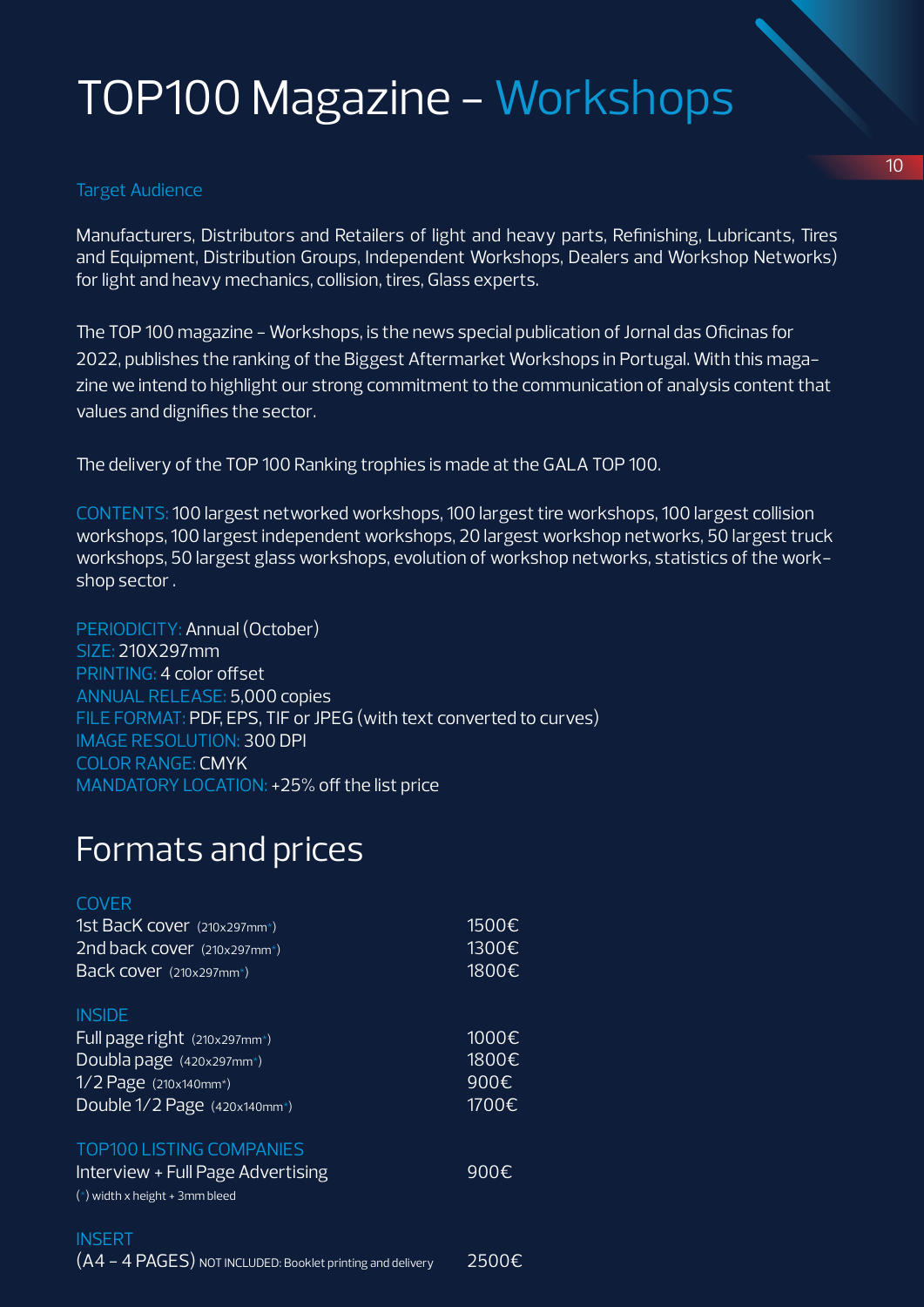# TOP100 Magazine – Workshops

Target Audience

Manufacturers, Distributors and Retailers of light and heavy parts, Refinishing, Lubricants, Tires and Equipment, Distribution Groups, Independent Workshops, Dealers and Workshop Networks) for light and heavy mechanics, collision, tires, Glass experts.

The TOP 100 magazine – Workshops, is the news special publication of Jornal das Oficinas for 2022, publishes the ranking of the Biggest Aftermarket Workshops in Portugal. With this magazine we intend to highlight our strong commitment to the communication of analysis content that values and dignifies the sector.

The delivery of the TOP 100 Ranking trophies is made at the GALA TOP 100.

CONTENTS: 100 largest networked workshops, 100 largest tire workshops, 100 largest collision workshops, 100 largest independent workshops, 20 largest workshop networks, 50 largest truck workshops, 50 largest glass workshops, evolution of workshop networks, statistics of the workshop sector .

PERIODICITY: Annual (October)
SIZE: 210X297mm
PRINTING: 4 color offset
ANNUAL RELEASE: 5,000 copies
FILE FORMAT: PDF, EPS, TIF or JPEG (with text converted to curves)
IMAGE RESOLUTION: 300 DPI
COLOR RANGE: CMYK
MANDATORY LOCATION: +25% off the list price

## Formats and prices

| | |
|---|---|
| **COVER** | |
| 1st BacK cover (210x297mm*) | 1500€ |
| 2nd back cover (210x297mm*) | 1300€ |
| Back cover (210x297mm*) | 1800€ |
| **INSIDE** | |
| Full page right (210x297mm*) | 1000€ |
| Doubla page (420x297mm*) | 1800€ |
| 1/2 Page (210x140mm*) | 900€ |
| Double 1/2 Page (420x140mm*) | 1700€ |
| **TOP100 LISTING COMPANIES** | |
| Interview + Full Page Advertising | 900€ |

(*) width x height + 3mm bleed

| | |
|---|---|
| **INSERT** | |
| (A4 – 4 PAGES) NOT INCLUDED: Booklet printing and delivery | 2500€ |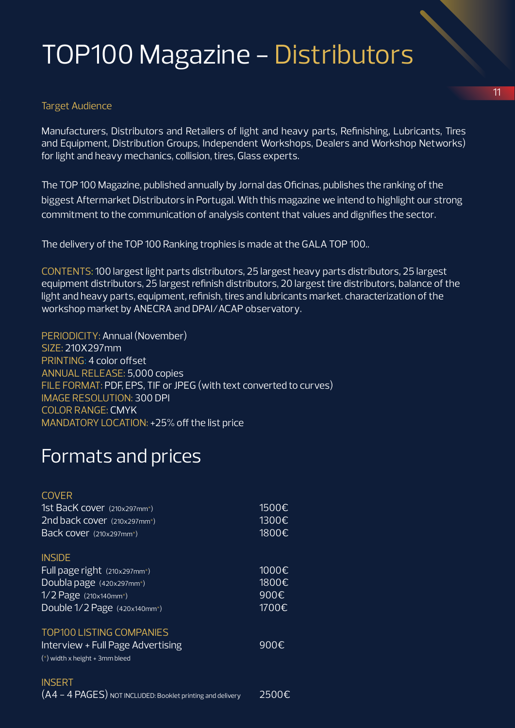# TOP100 Magazine – Distributors

Target Audience

Manufacturers, Distributors and Retailers of light and heavy parts, Refinishing, Lubricants, Tires and Equipment, Distribution Groups, Independent Workshops, Dealers and Workshop Networks) for light and heavy mechanics, collision, tires, Glass experts.

The TOP 100 Magazine, published annually by Jornal das Oficinas, publishes the ranking of the biggest Aftermarket Distributors in Portugal. With this magazine we intend to highlight our strong commitment to the communication of analysis content that values and dignifies the sector.

The delivery of the TOP 100 Ranking trophies is made at the GALA TOP 100..

CONTENTS: 100 largest light parts distributors, 25 largest heavy parts distributors, 25 largest equipment distributors, 25 largest refinish distributors, 20 largest tire distributors, balance of the light and heavy parts, equipment, refinish, tires and lubricants market. characterization of the workshop market by ANECRA and DPAI/ACAP observatory.

PERIODICITY: Annual (November)
SIZE: 210X297mm
PRINTING: 4 color offset
ANNUAL RELEASE: 5,000 copies
FILE FORMAT: PDF, EPS, TIF or JPEG (with text converted to curves)
IMAGE RESOLUTION: 300 DPI
COLOR RANGE: CMYK
MANDATORY LOCATION: +25% off the list price

## Formats and prices

| | |
|---|---|
| **COVER** | |
| 1st BacK cover (210x297mm*) | 1500€ |
| 2nd back cover (210x297mm*) | 1300€ |
| Back cover (210x297mm*) | 1800€ |
| **INSIDE** | |
| Full page right (210x297mm*) | 1000€ |
| Doubla page (420x297mm*) | 1800€ |
| 1/2 Page (210x140mm*) | 900€ |
| Double 1/2 Page (420x140mm*) | 1700€ |
| **TOP100 LISTING COMPANIES** | |
| Interview + Full Page Advertising | 900€ |

(*) width x height + 3mm bleed

| | |
|---|---|
| **INSERT** | |
| (A4 – 4 PAGES) NOT INCLUDED: Booklet printing and delivery | 2500€ |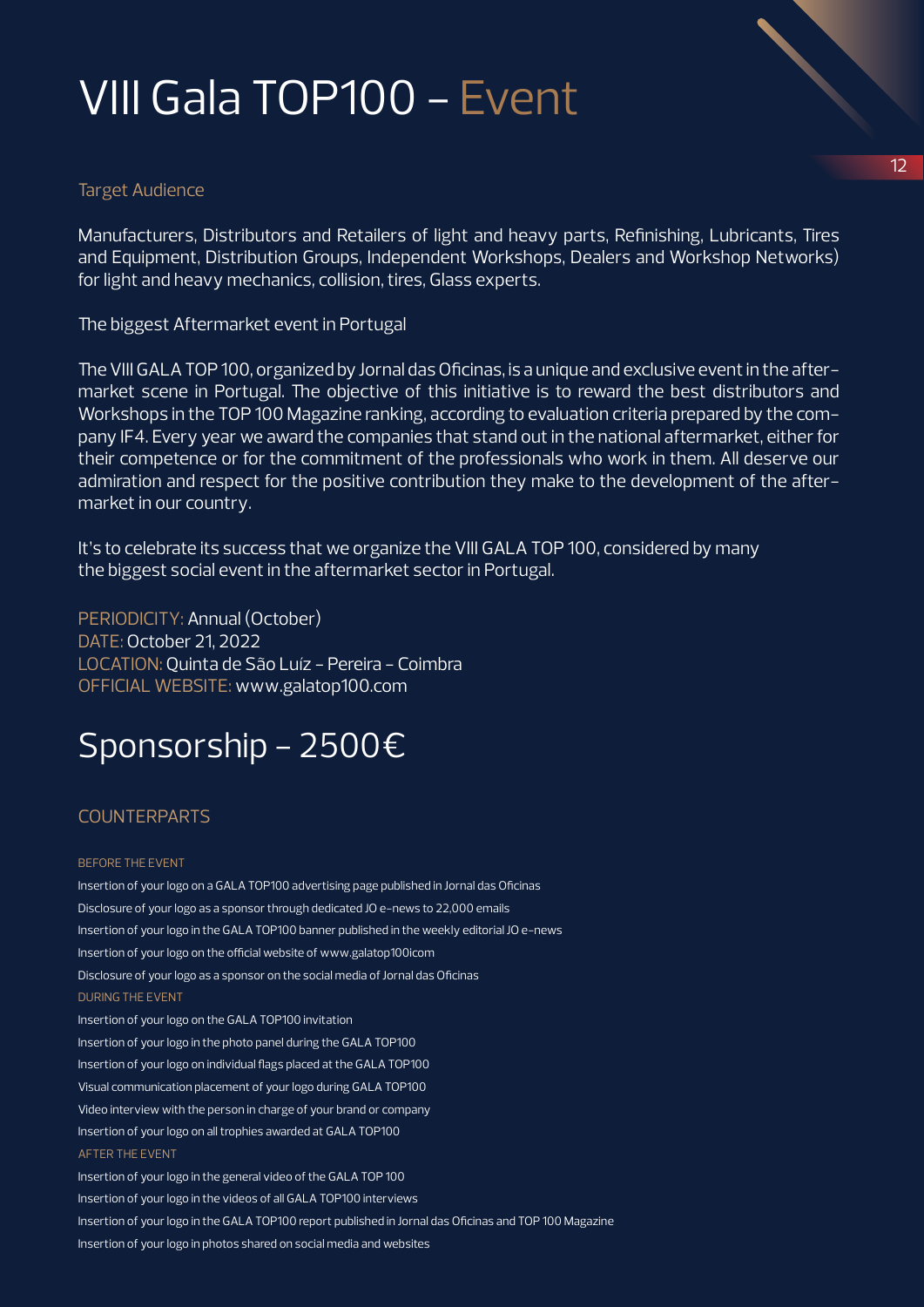# VIII Gala TOP100 – Event

### Target Audience

Manufacturers, Distributors and Retailers of light and heavy parts, Refinishing, Lubricants, Tires and Equipment, Distribution Groups, Independent Workshops, Dealers and Workshop Networks) for light and heavy mechanics, collision, tires, Glass experts.

The biggest Aftermarket event in Portugal

The VIII GALA TOP 100, organized by Jornal das Oficinas, is a unique and exclusive event in the aftermarket scene in Portugal. The objective of this initiative is to reward the best distributors and Workshops in the TOP 100 Magazine ranking, according to evaluation criteria prepared by the company IF4. Every year we award the companies that stand out in the national aftermarket, either for their competence or for the commitment of the professionals who work in them. All deserve our admiration and respect for the positive contribution they make to the development of the aftermarket in our country.

It's to celebrate its success that we organize the VIII GALA TOP 100, considered by many the biggest social event in the aftermarket sector in Portugal.

PERIODICITY: Annual (October)
DATE: October 21, 2022
LOCATION: Quinta de São Luíz - Pereira - Coimbra
OFFICIAL WEBSITE: www.galatop100.com

## Sponsorship - 2500€

### COUNTERPARTS

#### BEFORE THE EVENT

Insertion of your logo on a GALA TOP100 advertising page published in Jornal das Oficinas
Disclosure of your logo as a sponsor through dedicated JO e-news to 22,000 emails
Insertion of your logo in the GALA TOP100 banner published in the weekly editorial JO e-news
Insertion of your logo on the official website of www.galatop100icom
Disclosure of your logo as a sponsor on the social media of Jornal das Oficinas

#### DURING THE EVENT

Insertion of your logo on the GALA TOP100 invitation
Insertion of your logo in the photo panel during the GALA TOP100
Insertion of your logo on individual flags placed at the GALA TOP100
Visual communication placement of your logo during GALA TOP100
Video interview with the person in charge of your brand or company
Insertion of your logo on all trophies awarded at GALA TOP100

#### AFTER THE EVENT

Insertion of your logo in the general video of the GALA TOP 100
Insertion of your logo in the videos of all GALA TOP100 interviews
Insertion of your logo in the GALA TOP100 report published in Jornal das Oficinas and TOP 100 Magazine
Insertion of your logo in photos shared on social media and websites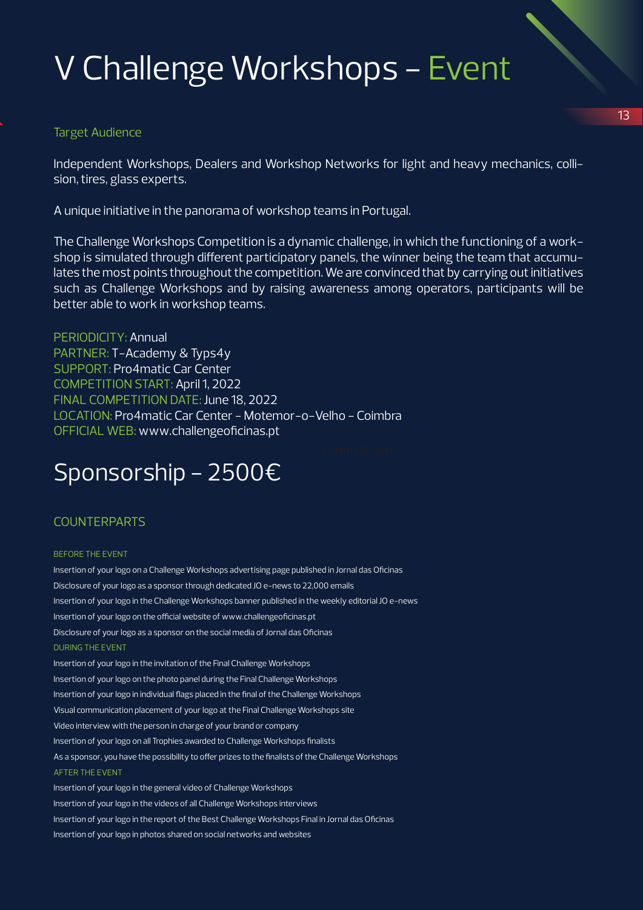# V Challenge Workshops - Event

## Target Audience

Independent Workshops, Dealers and Workshop Networks for light and heavy mechanics, collision, tires, glass experts.

A unique initiative in the panorama of workshop teams in Portugal.

The Challenge Workshops Competition is a dynamic challenge, in which the functioning of a workshop is simulated through different participatory panels, the winner being the team that accumulates the most points throughout the competition. We are convinced that by carrying out initiatives such as Challenge Workshops and by raising awareness among operators, participants will be better able to work in workshop teams.

PERIODICITY: Annual
PARTNER: T-Academy & Typs4y
SUPPORT: Pro4matic Car Center
COMPETITION START: April 1, 2022
FINAL COMPETITION DATE: June 18, 2022
LOCATION: Pro4matic Car Center - Motemor-o-Velho - Coimbra
OFFICIAL WEB: www.challengeoficinas.pt

# Sponsorship - 2500€

## COUNTERPARTS

### BEFORE THE EVENT

Insertion of your logo on a Challenge Workshops advertising page published in Jornal das Oficinas
Disclosure of your logo as a sponsor through dedicated JO e-news to 22,000 emails
Insertion of your logo in the Challenge Workshops banner published in the weekly editorial JO e-news
Insertion of your logo on the official website of www.challengeoficinas.pt
Disclosure of your logo as a sponsor on the social media of Jornal das Oficinas

### DURING THE EVENT

Insertion of your logo in the invitation of the Final Challenge Workshops
Insertion of your logo on the photo panel during the Final Challenge Workshops
Insertion of your logo in individual flags placed in the final of the Challenge Workshops
Visual communication placement of your logo at the Final Challenge Workshops site
Video interview with the person in charge of your brand or company
Insertion of your logo on all Trophies awarded to Challenge Workshops finalists
As a sponsor, you have the possibility to offer prizes to the finalists of the Challenge Workshops

### AFTER THE EVENT

Insertion of your logo in the general video of Challenge Workshops
Insertion of your logo in the videos of all Challenge Workshops interviews
Insertion of your logo in the report of the Best Challenge Workshops Final in Jornal das Oficinas
Insertion of your logo in photos shared on social networks and websites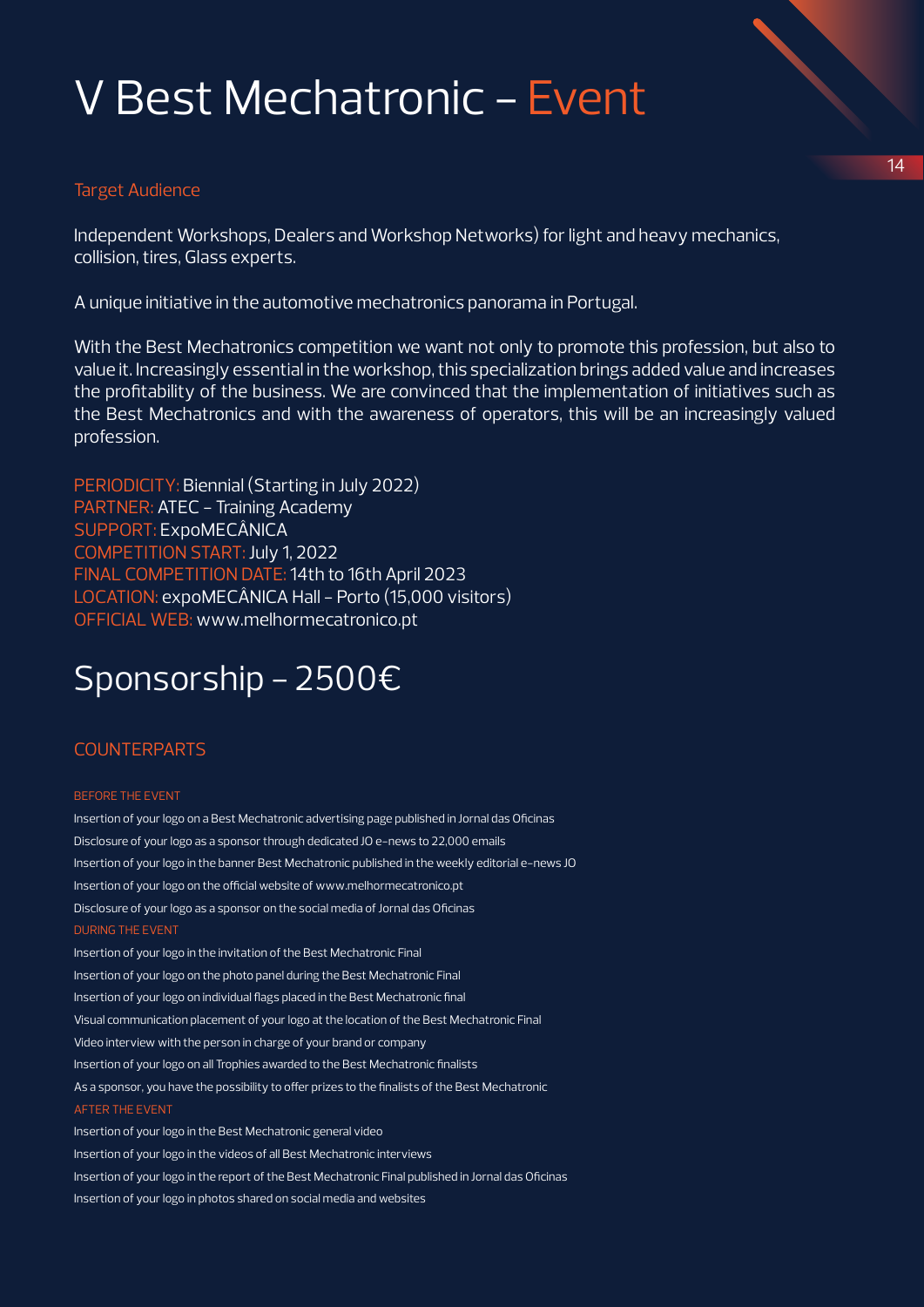# V Best Mechatronic – Event

### Target Audience

Independent Workshops, Dealers and Workshop Networks) for light and heavy mechanics, collision, tires, Glass experts.

A unique initiative in the automotive mechatronics panorama in Portugal.

With the Best Mechatronics competition we want not only to promote this profession, but also to value it. Increasingly essential in the workshop, this specialization brings added value and increases the profitability of the business. We are convinced that the implementation of initiatives such as the Best Mechatronics and with the awareness of operators, this will be an increasingly valued profession.

PERIODICITY: Biennial (Starting in July 2022)
PARTNER: ATEC – Training Academy
SUPPORT: ExpoMECÂNICA
COMPETITION START: July 1, 2022
FINAL COMPETITION DATE: 14th to 16th April 2023
LOCATION: expoMECÂNICA Hall – Porto (15,000 visitors)
OFFICIAL WEB: www.melhormecatronico.pt

# Sponsorship – 2500€

### COUNTERPARTS

#### BEFORE THE EVENT

Insertion of your logo on a Best Mechatronic advertising page published in Jornal das Oficinas
Disclosure of your logo as a sponsor through dedicated JO e-news to 22,000 emails
Insertion of your logo in the banner Best Mechatronic published in the weekly editorial e-news JO
Insertion of your logo on the official website of www.melhormecatronico.pt
Disclosure of your logo as a sponsor on the social media of Jornal das Oficinas

#### DURING THE EVENT

Insertion of your logo in the invitation of the Best Mechatronic Final
Insertion of your logo on the photo panel during the Best Mechatronic Final
Insertion of your logo on individual flags placed in the Best Mechatronic final
Visual communication placement of your logo at the location of the Best Mechatronic Final
Video interview with the person in charge of your brand or company
Insertion of your logo on all Trophies awarded to the Best Mechatronic finalists
As a sponsor, you have the possibility to offer prizes to the finalists of the Best Mechatronic

#### AFTER THE EVENT

Insertion of your logo in the Best Mechatronic general video
Insertion of your logo in the videos of all Best Mechatronic interviews
Insertion of your logo in the report of the Best Mechatronic Final published in Jornal das Oficinas
Insertion of your logo in photos shared on social media and websites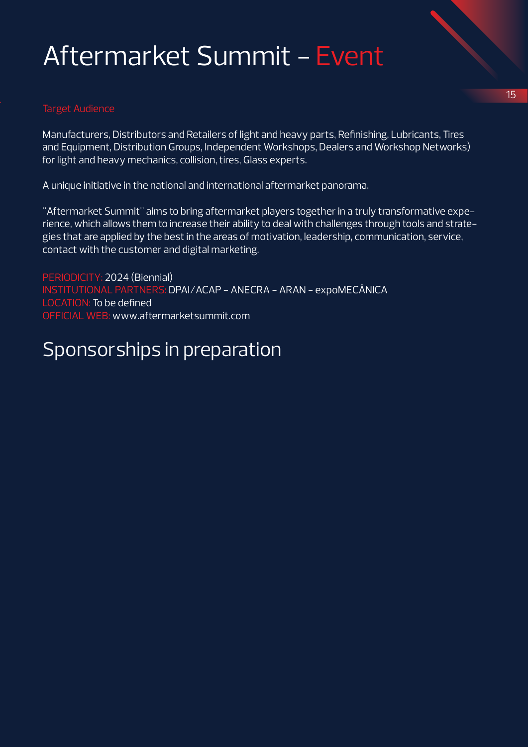# Aftermarket Summit - Event

Target Audience

Manufacturers, Distributors and Retailers of light and heavy parts, Refinishing, Lubricants, Tires and Equipment, Distribution Groups, Independent Workshops, Dealers and Workshop Networks) for light and heavy mechanics, collision, tires, Glass experts.

A unique initiative in the national and international aftermarket panorama.

"Aftermarket Summit" aims to bring aftermarket players together in a truly transformative experience, which allows them to increase their ability to deal with challenges through tools and strategies that are applied by the best in the areas of motivation, leadership, communication, service, contact with the customer and digital marketing.

PERIODICITY: 2024 (Biennial)
INSTITUTIONAL PARTNERS: DPAI/ACAP - ANECRA - ARAN - expoMECÂNICA
LOCATION: To be defined
OFFICIAL WEB: www.aftermarketsummit.com

## Sponsorships in preparation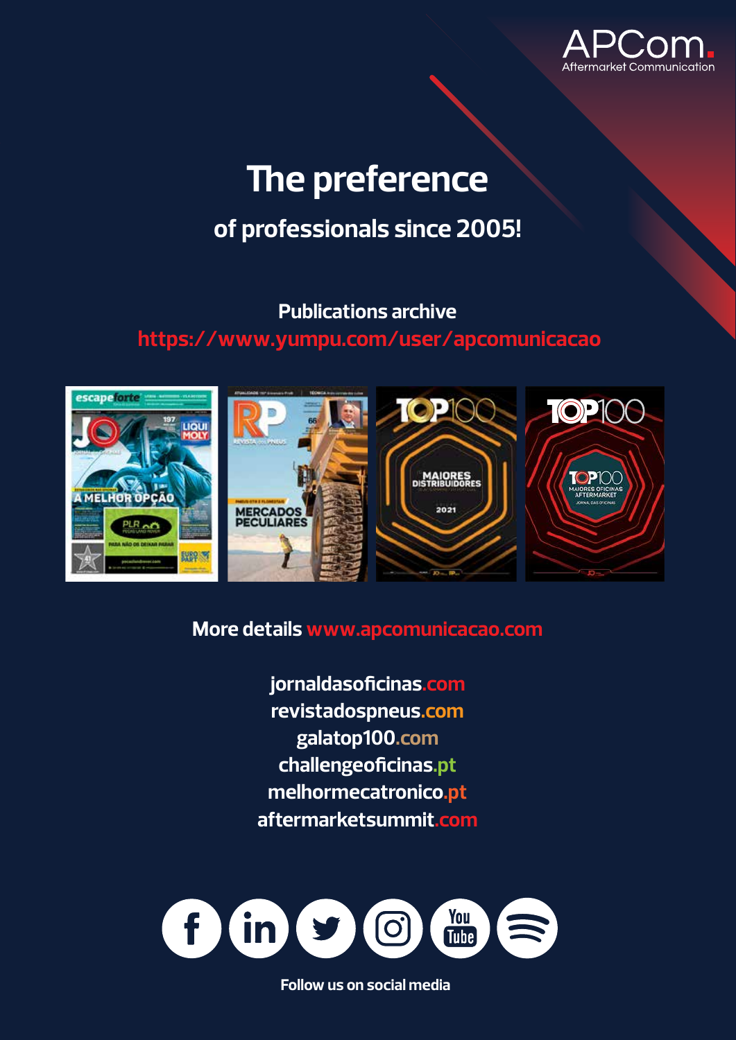APCom.
Aftermarket Communication

# The preference

## of professionals since 2005!

**Publications archive**

https://www.yumpu.com/user/apcomunicacao

**More details** www.apcomunicacao.com

jornaldasoficinas.com
revistadospneus.com
galatop100.com
challengeoficinas.pt
melhormecatronico.pt
aftermarketsummit.com

**Follow us on social media**